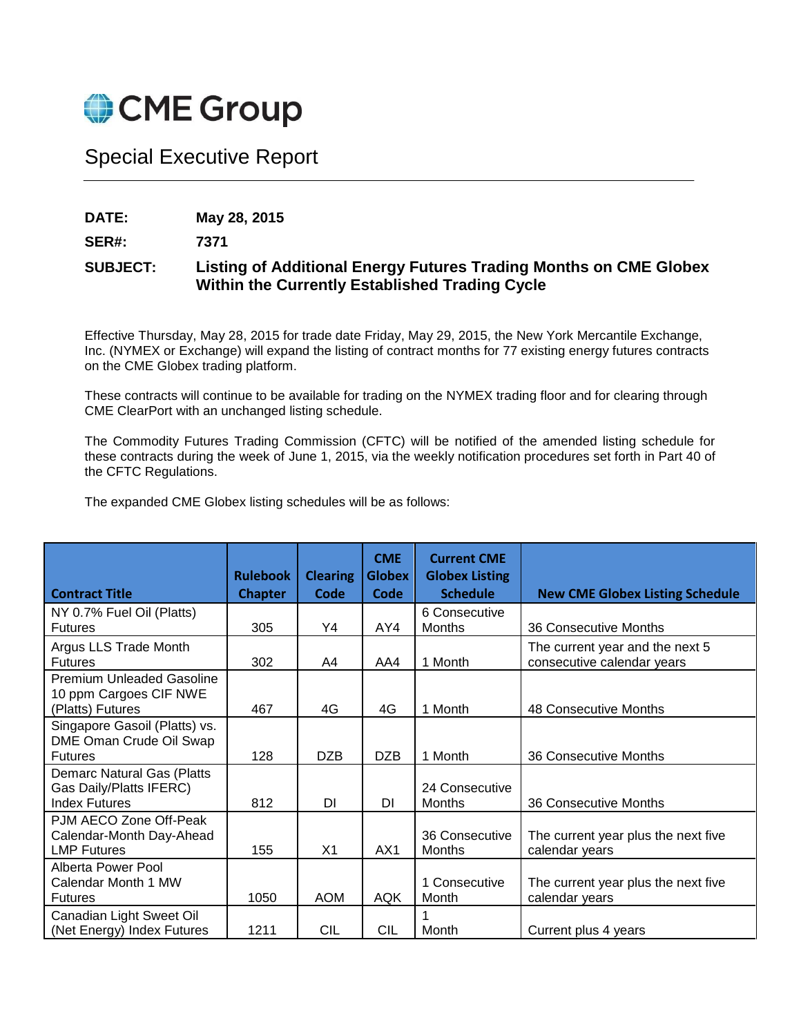# CME Group

## Special Executive Report

**DATE:** May 28, 2015

**SER#:** 7371

**SUBJECT:** **Listing of Additional Energy Futures Trading Months on CME Globex Within the Currently Established Trading Cycle**

Effective Thursday, May 28, 2015 for trade date Friday, May 29, 2015, the New York Mercantile Exchange, Inc. (NYMEX or Exchange) will expand the listing of contract months for 77 existing energy futures contracts on the CME Globex trading platform.

These contracts will continue to be available for trading on the NYMEX trading floor and for clearing through CME ClearPort with an unchanged listing schedule.

The Commodity Futures Trading Commission (CFTC) will be notified of the amended listing schedule for these contracts during the week of June 1, 2015, via the weekly notification procedures set forth in Part 40 of the CFTC Regulations.

The expanded CME Globex listing schedules will be as follows:

| Contract Title | Rulebook Chapter | Clearing Code | CME Globex Code | Current CME Globex Listing Schedule | New CME Globex Listing Schedule |
|---|---|---|---|---|---|
| NY 0.7% Fuel Oil (Platts) Futures | 305 | Y4 | AY4 | 6 Consecutive Months | 36 Consecutive Months |
| Argus LLS Trade Month Futures | 302 | A4 | AA4 | 1 Month | The current year and the next 5 consecutive calendar years |
| Premium Unleaded Gasoline 10 ppm Cargoes CIF NWE (Platts) Futures | 467 | 4G | 4G | 1 Month | 48 Consecutive Months |
| Singapore Gasoil (Platts) vs. DME Oman Crude Oil Swap Futures | 128 | DZB | DZB | 1 Month | 36 Consecutive Months |
| Demarc Natural Gas (Platts Gas Daily/Platts IFERC) Index Futures | 812 | DI | DI | 24 Consecutive Months | 36 Consecutive Months |
| PJM AECO Zone Off-Peak Calendar-Month Day-Ahead LMP Futures | 155 | X1 | AX1 | 36 Consecutive Months | The current year plus the next five calendar years |
| Alberta Power Pool Calendar Month 1 MW Futures | 1050 | AOM | AQK | 1 Consecutive Month | The current year plus the next five calendar years |
| Canadian Light Sweet Oil (Net Energy) Index Futures | 1211 | CIL | CIL | 1 Month | Current plus 4 years |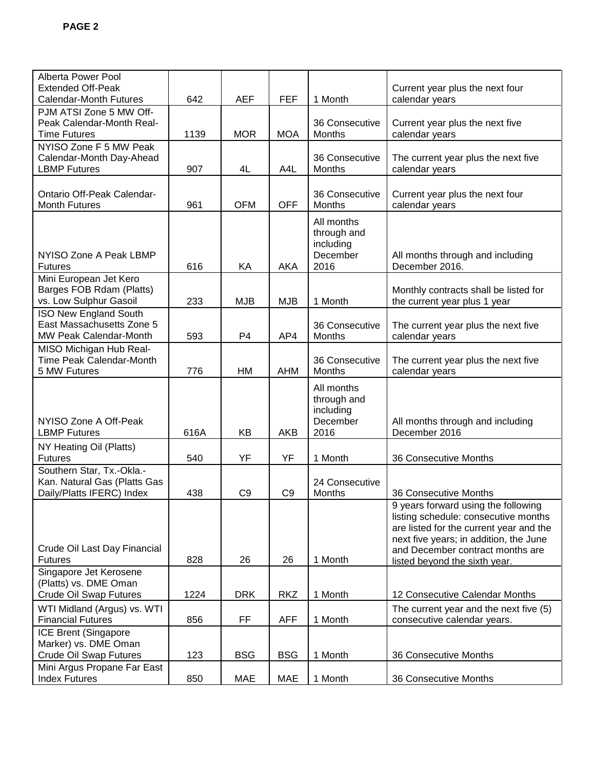**PAGE 2**

| | | | | | |
|---|---|---|---|---|---|
| Alberta Power Pool Extended Off-Peak Calendar-Month Futures | 642 | AEF | FEF | 1 Month | Current year plus the next four calendar years |
| PJM ATSI Zone 5 MW Off-Peak Calendar-Month Real-Time Futures | 1139 | MOR | MOA | 36 Consecutive Months | Current year plus the next five calendar years |
| NYISO Zone F 5 MW Peak Calendar-Month Day-Ahead LBMP Futures | 907 | 4L | A4L | 36 Consecutive Months | The current year plus the next five calendar years |
| Ontario Off-Peak Calendar-Month Futures | 961 | OFM | OFF | 36 Consecutive Months | Current year plus the next four calendar years |
| NYISO Zone A Peak LBMP Futures | 616 | KA | AKA | All months through and including December 2016 | All months through and including December 2016. |
| Mini European Jet Kero Barges FOB Rdam (Platts) vs. Low Sulphur Gasoil | 233 | MJB | MJB | 1 Month | Monthly contracts shall be listed for the current year plus 1 year |
| ISO New England South East Massachusetts Zone 5 MW Peak Calendar-Month | 593 | P4 | AP4 | 36 Consecutive Months | The current year plus the next five calendar years |
| MISO Michigan Hub Real-Time Peak Calendar-Month 5 MW Futures | 776 | HM | AHM | 36 Consecutive Months | The current year plus the next five calendar years |
| NYISO Zone A Off-Peak LBMP Futures | 616A | KB | AKB | All months through and including December 2016 | All months through and including December 2016 |
| NY Heating Oil (Platts) Futures | 540 | YF | YF | 1 Month | 36 Consecutive Months |
| Southern Star, Tx.-Okla.-Kan. Natural Gas (Platts Gas Daily/Platts IFERC) Index | 438 | C9 | C9 | 24 Consecutive Months | 36 Consecutive Months |
| Crude Oil Last Day Financial Futures | 828 | 26 | 26 | 1 Month | 9 years forward using the following listing schedule: consecutive months are listed for the current year and the next five years; in addition, the June and December contract months are listed beyond the sixth year. |
| Singapore Jet Kerosene (Platts) vs. DME Oman Crude Oil Swap Futures | 1224 | DRK | RKZ | 1 Month | 12 Consecutive Calendar Months |
| WTI Midland (Argus) vs. WTI Financial Futures | 856 | FF | AFF | 1 Month | The current year and the next five (5) consecutive calendar years. |
| ICE Brent (Singapore Marker) vs. DME Oman Crude Oil Swap Futures | 123 | BSG | BSG | 1 Month | 36 Consecutive Months |
| Mini Argus Propane Far East Index Futures | 850 | MAE | MAE | 1 Month | 36 Consecutive Months |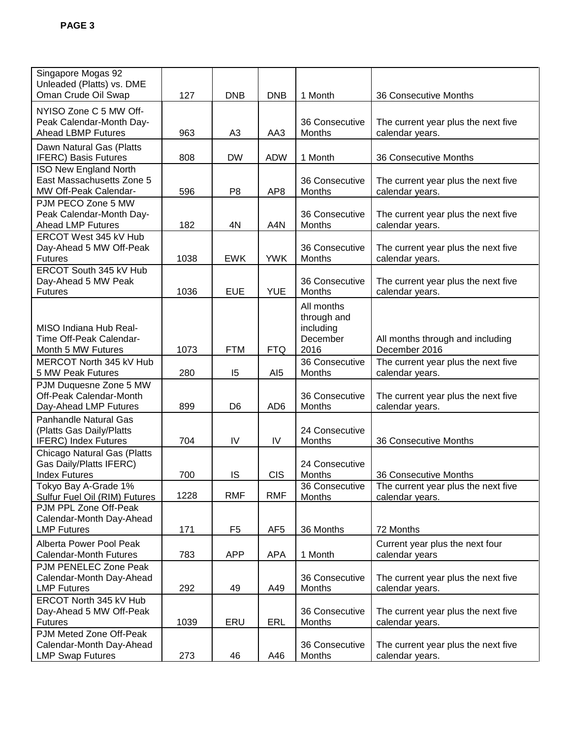| | | | | | |
|---|---|---|---|---|---|
| Singapore Mogas 92 Unleaded (Platts) vs. DME Oman Crude Oil Swap | 127 | DNB | DNB | 1 Month | 36 Consecutive Months |
| NYISO Zone C 5 MW Off-Peak Calendar-Month Day-Ahead LBMP Futures | 963 | A3 | AA3 | 36 Consecutive Months | The current year plus the next five calendar years. |
| Dawn Natural Gas (Platts IFERC) Basis Futures | 808 | DW | ADW | 1 Month | 36 Consecutive Months |
| ISO New England North East Massachusetts Zone 5 MW Off-Peak Calendar- | 596 | P8 | AP8 | 36 Consecutive Months | The current year plus the next five calendar years. |
| PJM PECO Zone 5 MW Peak Calendar-Month Day-Ahead LMP Futures | 182 | 4N | A4N | 36 Consecutive Months | The current year plus the next five calendar years. |
| ERCOT West 345 kV Hub Day-Ahead 5 MW Off-Peak Futures | 1038 | EWK | YWK | 36 Consecutive Months | The current year plus the next five calendar years. |
| ERCOT South 345 kV Hub Day-Ahead 5 MW Peak Futures | 1036 | EUE | YUE | 36 Consecutive Months | The current year plus the next five calendar years. |
| MISO Indiana Hub Real-Time Off-Peak Calendar-Month 5 MW Futures | 1073 | FTM | FTQ | All months through and including December 2016 | All months through and including December 2016 |
| MERCOT North 345 kV Hub 5 MW Peak Futures | 280 | I5 | AI5 | 36 Consecutive Months | The current year plus the next five calendar years. |
| PJM Duquesne Zone 5 MW Off-Peak Calendar-Month Day-Ahead LMP Futures | 899 | D6 | AD6 | 36 Consecutive Months | The current year plus the next five calendar years. |
| Panhandle Natural Gas (Platts Gas Daily/Platts IFERC) Index Futures | 704 | IV | IV | 24 Consecutive Months | 36 Consecutive Months |
| Chicago Natural Gas (Platts Gas Daily/Platts IFERC) Index Futures | 700 | IS | CIS | 24 Consecutive Months | 36 Consecutive Months |
| Tokyo Bay A-Grade 1% Sulfur Fuel Oil (RIM) Futures | 1228 | RMF | RMF | 36 Consecutive Months | The current year plus the next five calendar years. |
| PJM PPL Zone Off-Peak Calendar-Month Day-Ahead LMP Futures | 171 | F5 | AF5 | 36 Months | 72 Months |
| Alberta Power Pool Peak Calendar-Month Futures | 783 | APP | APA | 1 Month | Current year plus the next four calendar years |
| PJM PENELEC Zone Peak Calendar-Month Day-Ahead LMP Futures | 292 | 49 | A49 | 36 Consecutive Months | The current year plus the next five calendar years. |
| ERCOT North 345 kV Hub Day-Ahead 5 MW Off-Peak Futures | 1039 | ERU | ERL | 36 Consecutive Months | The current year plus the next five calendar years. |
| PJM Meted Zone Off-Peak Calendar-Month Day-Ahead LMP Swap Futures | 273 | 46 | A46 | 36 Consecutive Months | The current year plus the next five calendar years. |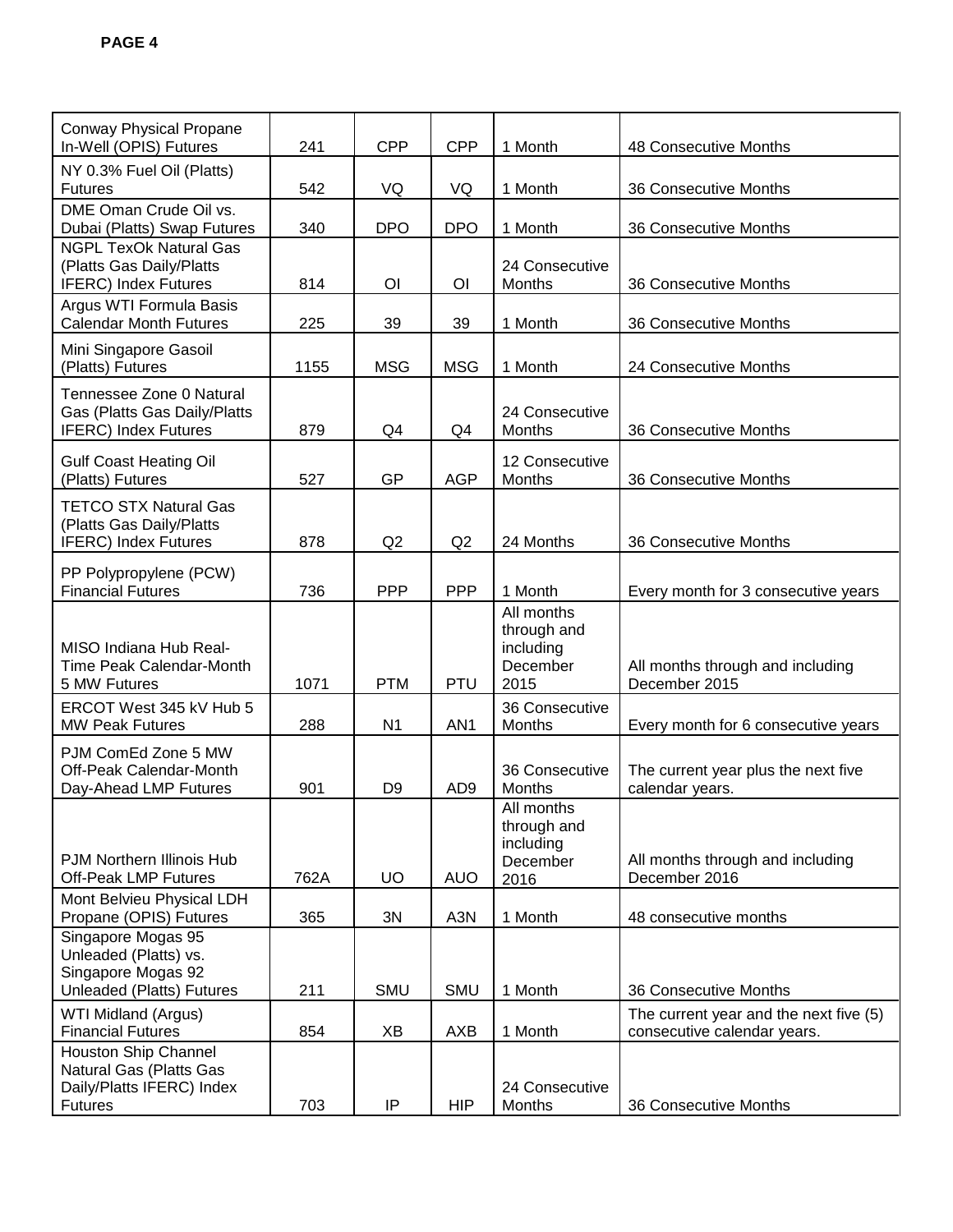| | | | | | |
|---|---|---|---|---|---|
| Conway Physical Propane In-Well (OPIS) Futures | 241 | CPP | CPP | 1 Month | 48 Consecutive Months |
| NY 0.3% Fuel Oil (Platts) Futures | 542 | VQ | VQ | 1 Month | 36 Consecutive Months |
| DME Oman Crude Oil vs. Dubai (Platts) Swap Futures | 340 | DPO | DPO | 1 Month | 36 Consecutive Months |
| NGPL TexOk Natural Gas (Platts Gas Daily/Platts IFERC) Index Futures | 814 | OI | OI | 24 Consecutive Months | 36 Consecutive Months |
| Argus WTI Formula Basis Calendar Month Futures | 225 | 39 | 39 | 1 Month | 36 Consecutive Months |
| Mini Singapore Gasoil (Platts) Futures | 1155 | MSG | MSG | 1 Month | 24 Consecutive Months |
| Tennessee Zone 0 Natural Gas (Platts Gas Daily/Platts IFERC) Index Futures | 879 | Q4 | Q4 | 24 Consecutive Months | 36 Consecutive Months |
| Gulf Coast Heating Oil (Platts) Futures | 527 | GP | AGP | 12 Consecutive Months | 36 Consecutive Months |
| TETCO STX Natural Gas (Platts Gas Daily/Platts IFERC) Index Futures | 878 | Q2 | Q2 | 24 Months | 36 Consecutive Months |
| PP Polypropylene (PCW) Financial Futures | 736 | PPP | PPP | 1 Month | Every month for 3 consecutive years |
| MISO Indiana Hub Real-Time Peak Calendar-Month 5 MW Futures | 1071 | PTM | PTU | All months through and including December 2015 | All months through and including December 2015 |
| ERCOT West 345 kV Hub 5 MW Peak Futures | 288 | N1 | AN1 | 36 Consecutive Months | Every month for 6 consecutive years |
| PJM ComEd Zone 5 MW Off-Peak Calendar-Month Day-Ahead LMP Futures | 901 | D9 | AD9 | 36 Consecutive Months | The current year plus the next five calendar years. |
| PJM Northern Illinois Hub Off-Peak LMP Futures | 762A | UO | AUO | All months through and including December 2016 | All months through and including December 2016 |
| Mont Belvieu Physical LDH Propane (OPIS) Futures | 365 | 3N | A3N | 1 Month | 48 consecutive months |
| Singapore Mogas 95 Unleaded (Platts) vs. Singapore Mogas 92 Unleaded (Platts) Futures | 211 | SMU | SMU | 1 Month | 36 Consecutive Months |
| WTI Midland (Argus) Financial Futures | 854 | XB | AXB | 1 Month | The current year and the next five (5) consecutive calendar years. |
| Houston Ship Channel Natural Gas (Platts Gas Daily/Platts IFERC) Index Futures | 703 | IP | HIP | 24 Consecutive Months | 36 Consecutive Months |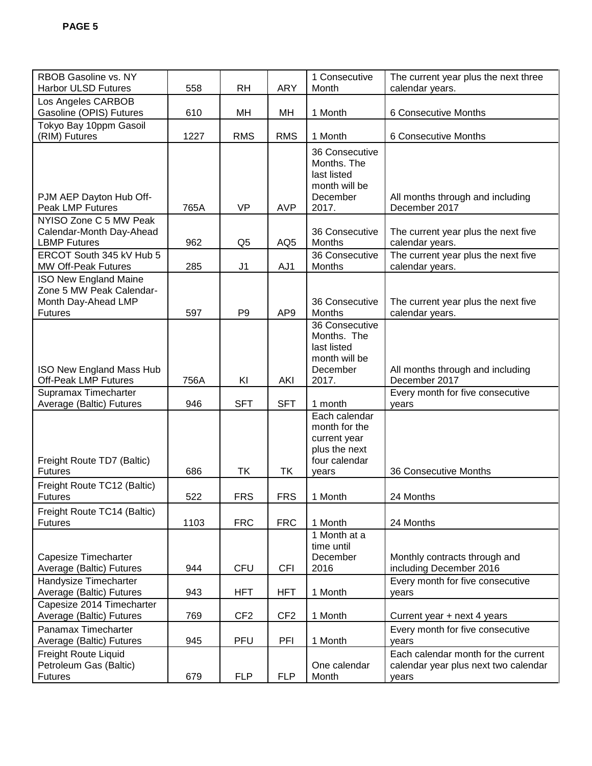| RBOB Gasoline vs. NY Harbor ULSD Futures | 558 | RH | ARY | 1 Consecutive Month | The current year plus the next three calendar years. |
|---|---|---|---|---|---|
| Los Angeles CARBOB Gasoline (OPIS) Futures | 610 | MH | MH | 1 Month | 6 Consecutive Months |
| Tokyo Bay 10ppm Gasoil (RIM) Futures | 1227 | RMS | RMS | 1 Month | 6 Consecutive Months |
| PJM AEP Dayton Hub Off-Peak LMP Futures | 765A | VP | AVP | 36 Consecutive Months. The last listed month will be December 2017. | All months through and including December 2017 |
| NYISO Zone C 5 MW Peak Calendar-Month Day-Ahead LBMP Futures | 962 | Q5 | AQ5 | 36 Consecutive Months | The current year plus the next five calendar years. |
| ERCOT South 345 kV Hub 5 MW Off-Peak Futures | 285 | J1 | AJ1 | 36 Consecutive Months | The current year plus the next five calendar years. |
| ISO New England Maine Zone 5 MW Peak Calendar-Month Day-Ahead LMP Futures | 597 | P9 | AP9 | 36 Consecutive Months | The current year plus the next five calendar years. |
| ISO New England Mass Hub Off-Peak LMP Futures | 756A | KI | AKI | 36 Consecutive Months. The last listed month will be December 2017. | All months through and including December 2017 |
| Supramax Timecharter Average (Baltic) Futures | 946 | SFT | SFT | 1 month | Every month for five consecutive years |
| Freight Route TD7 (Baltic) Futures | 686 | TK | TK | Each calendar month for the current year plus the next four calendar years | 36 Consecutive Months |
| Freight Route TC12 (Baltic) Futures | 522 | FRS | FRS | 1 Month | 24 Months |
| Freight Route TC14 (Baltic) Futures | 1103 | FRC | FRC | 1 Month | 24 Months |
| Capesize Timecharter Average (Baltic) Futures | 944 | CFU | CFI | 1 Month at a time until December 2016 | Monthly contracts through and including December 2016 |
| Handysize Timecharter Average (Baltic) Futures | 943 | HFT | HFT | 1 Month | Every month for five consecutive years |
| Capesize 2014 Timecharter Average (Baltic) Futures | 769 | CF2 | CF2 | 1 Month | Current year + next 4 years |
| Panamax Timecharter Average (Baltic) Futures | 945 | PFU | PFI | 1 Month | Every month for five consecutive years |
| Freight Route Liquid Petroleum Gas (Baltic) Futures | 679 | FLP | FLP | One calendar Month | Each calendar month for the current calendar year plus next two calendar years |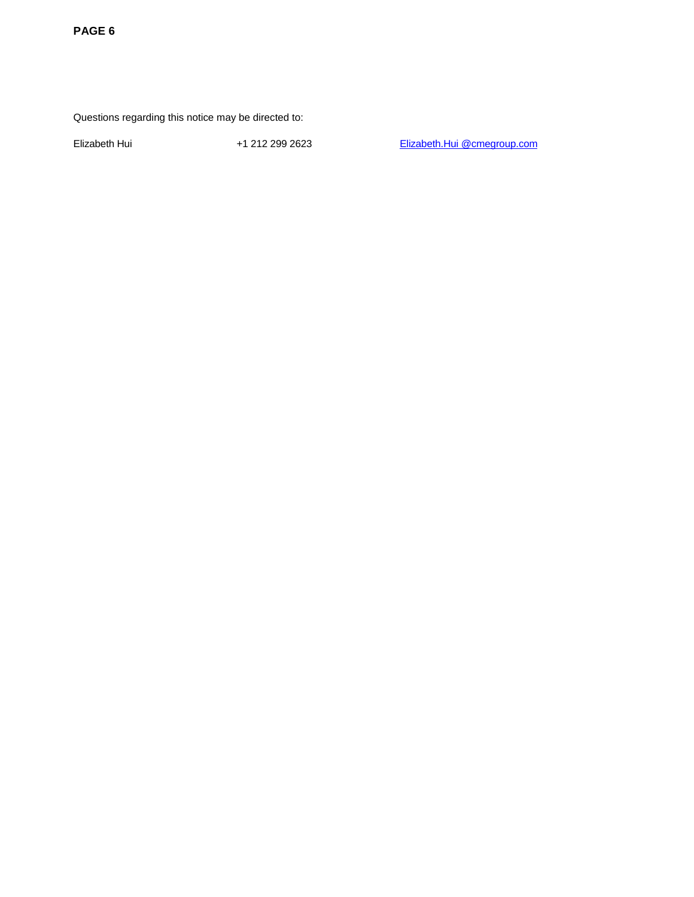Questions regarding this notice may be directed to:

| | | |
|---|---|---|
| Elizabeth Hui | +1 212 299 2623 | Elizabeth.Hui @cmegroup.com |